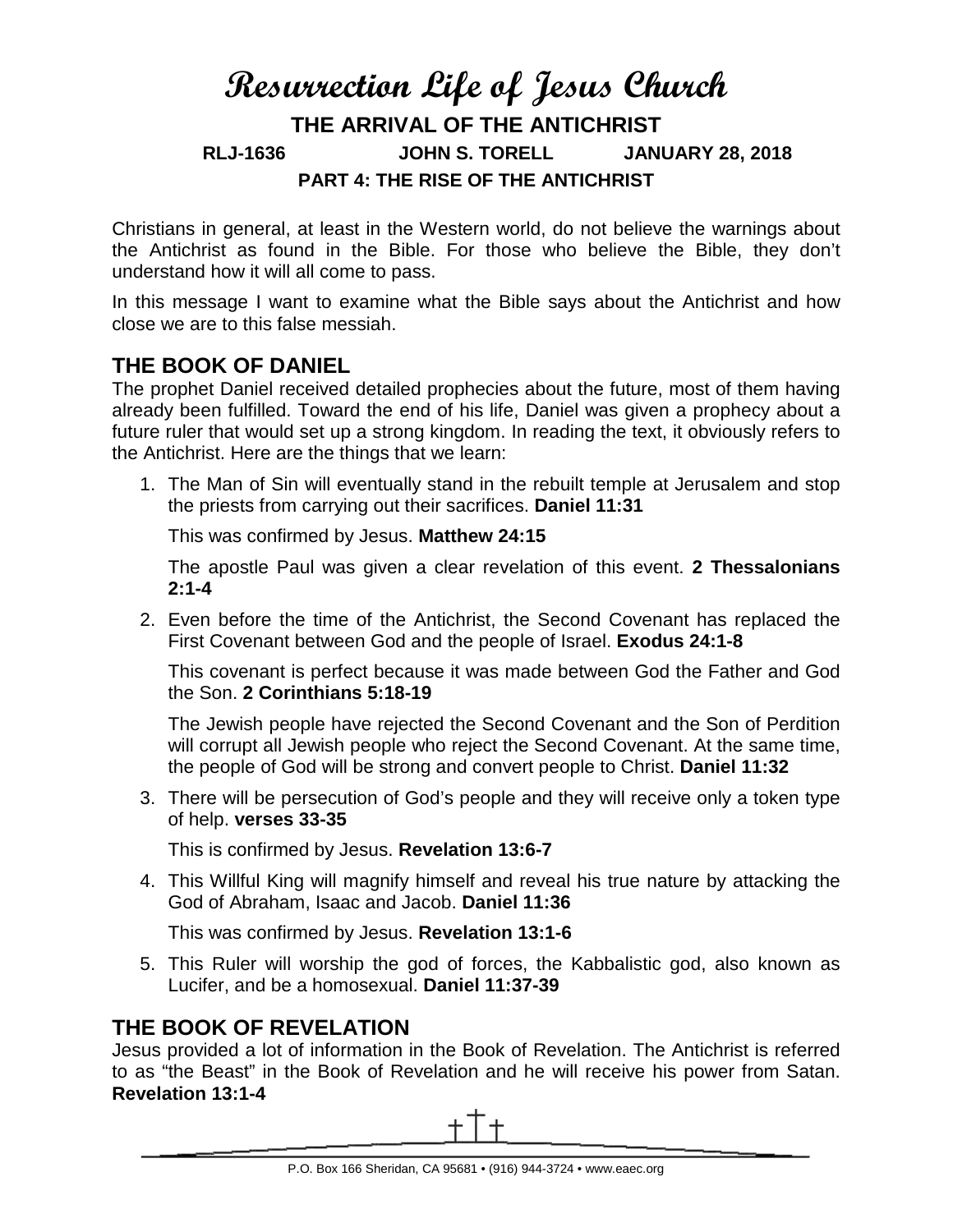# Resurrection Life of Jesus Church

## THE ARRIVAL OF THE ANTICHRIST

**RLJ-1636 JOHN S. TORELL JANUARY 28, 2018**

### PART 4: THE RISE OF THE ANTICHRIST

Christians in general, at least in the Western world, do not believe the warnings about the Antichrist as found in the Bible. For those who believe the Bible, they don't understand how it will all come to pass.

In this message I want to examine what the Bible says about the Antichrist and how close we are to this false messiah.

## THE BOOK OF DANIEL

The prophet Daniel received detailed prophecies about the future, most of them having already been fulfilled. Toward the end of his life, Daniel was given a prophecy about a future ruler that would set up a strong kingdom. In reading the text, it obviously refers to the Antichrist. Here are the things that we learn:

1. The Man of Sin will eventually stand in the rebuilt temple at Jerusalem and stop the priests from carrying out their sacrifices. **Daniel 11:31**

   This was confirmed by Jesus. **Matthew 24:15**

   The apostle Paul was given a clear revelation of this event. **2 Thessalonians 2:1-4**

2. Even before the time of the Antichrist, the Second Covenant has replaced the First Covenant between God and the people of Israel. **Exodus 24:1-8**

   This covenant is perfect because it was made between God the Father and God the Son. **2 Corinthians 5:18-19**

   The Jewish people have rejected the Second Covenant and the Son of Perdition will corrupt all Jewish people who reject the Second Covenant. At the same time, the people of God will be strong and convert people to Christ. **Daniel 11:32**

3. There will be persecution of God's people and they will receive only a token type of help. **verses 33-35**

   This is confirmed by Jesus. **Revelation 13:6-7**

4. This Willful King will magnify himself and reveal his true nature by attacking the God of Abraham, Isaac and Jacob. **Daniel 11:36**

   This was confirmed by Jesus. **Revelation 13:1-6**

5. This Ruler will worship the god of forces, the Kabbalistic god, also known as Lucifer, and be a homosexual. **Daniel 11:37-39**

## THE BOOK OF REVELATION

Jesus provided a lot of information in the Book of Revelation. The Antichrist is referred to as "the Beast" in the Book of Revelation and he will receive his power from Satan. **Revelation 13:1-4**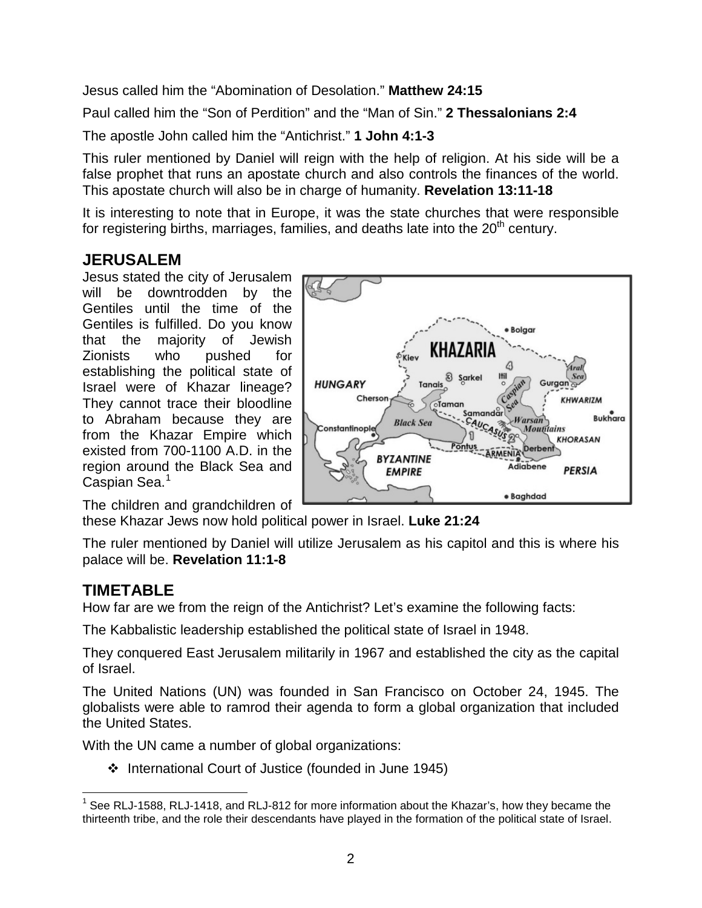Jesus called him the "Abomination of Desolation." **Matthew 24:15**

Paul called him the "Son of Perdition" and the "Man of Sin." **2 Thessalonians 2:4**

The apostle John called him the "Antichrist." **1 John 4:1-3**

This ruler mentioned by Daniel will reign with the help of religion. At his side will be a false prophet that runs an apostate church and also controls the finances of the world. This apostate church will also be in charge of humanity. **Revelation 13:11-18**

It is interesting to note that in Europe, it was the state churches that were responsible for registering births, marriages, families, and deaths late into the 20th century.

## JERUSALEM

Jesus stated the city of Jerusalem will be downtrodden by the Gentiles until the time of the Gentiles is fulfilled. Do you know that the majority of Jewish Zionists who pushed for establishing the political state of Israel were of Khazar lineage? They cannot trace their bloodline to Abraham because they are from the Khazar Empire which existed from 700-1100 A.D. in the region around the Black Sea and Caspian Sea.[1]

The children and grandchildren of these Khazar Jews now hold political power in Israel. **Luke 21:24**

The ruler mentioned by Daniel will utilize Jerusalem as his capitol and this is where his palace will be. **Revelation 11:1-8**

## TIMETABLE

How far are we from the reign of the Antichrist? Let's examine the following facts:

The Kabbalistic leadership established the political state of Israel in 1948.

They conquered East Jerusalem militarily in 1967 and established the city as the capital of Israel.

The United Nations (UN) was founded in San Francisco on October 24, 1945. The globalists were able to ramrod their agenda to form a global organization that included the United States.

With the UN came a number of global organizations:

- International Court of Justice (founded in June 1945)

[1] See RLJ-1588, RLJ-1418, and RLJ-812 for more information about the Khazar's, how they became the thirteenth tribe, and the role their descendants have played in the formation of the political state of Israel.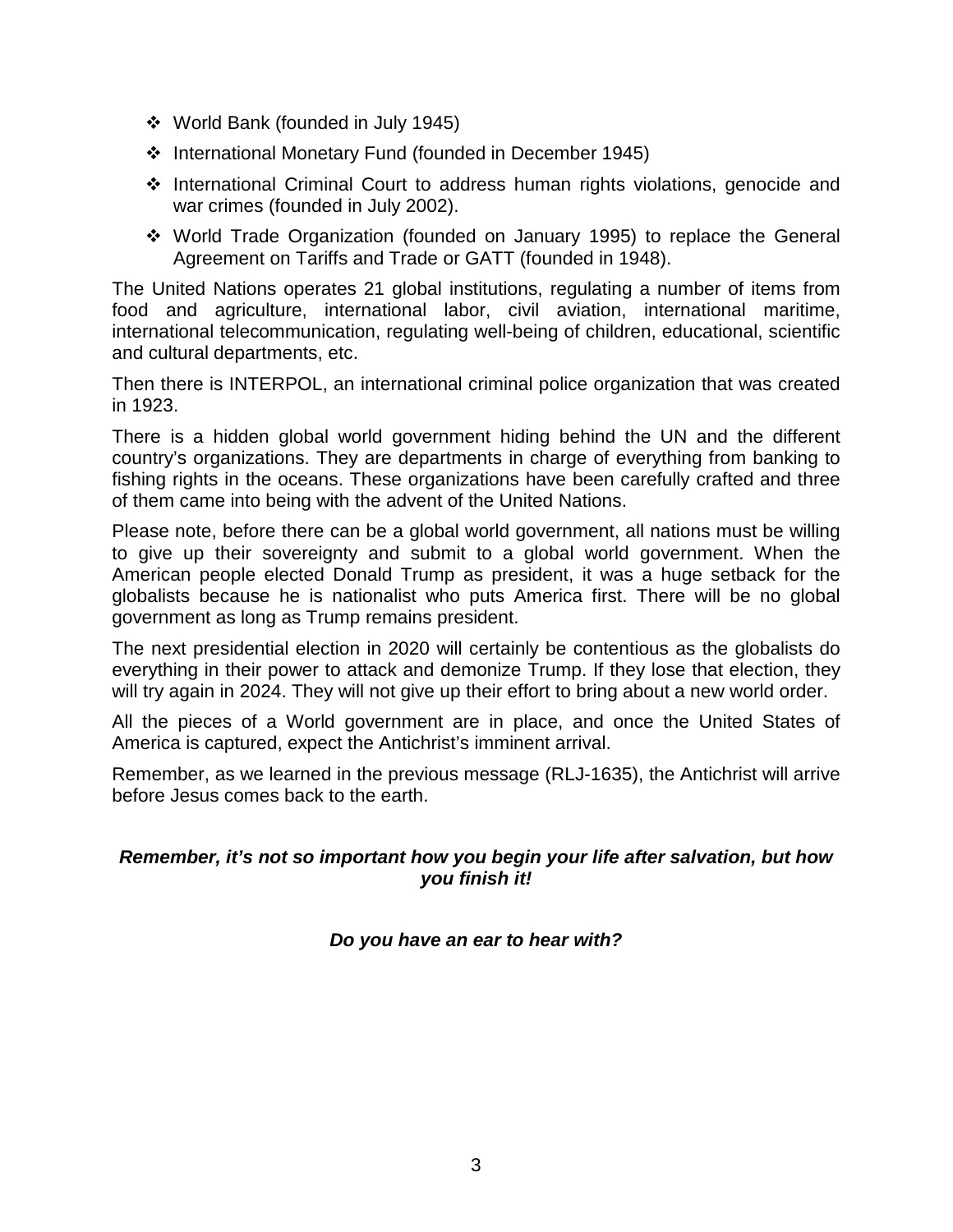- ❖ World Bank (founded in July 1945)
- ❖ International Monetary Fund (founded in December 1945)
- ❖ International Criminal Court to address human rights violations, genocide and war crimes (founded in July 2002).
- ❖ World Trade Organization (founded on January 1995) to replace the General Agreement on Tariffs and Trade or GATT (founded in 1948).

The United Nations operates 21 global institutions, regulating a number of items from food and agriculture, international labor, civil aviation, international maritime, international telecommunication, regulating well-being of children, educational, scientific and cultural departments, etc.

Then there is INTERPOL, an international criminal police organization that was created in 1923.

There is a hidden global world government hiding behind the UN and the different country's organizations. They are departments in charge of everything from banking to fishing rights in the oceans. These organizations have been carefully crafted and three of them came into being with the advent of the United Nations.

Please note, before there can be a global world government, all nations must be willing to give up their sovereignty and submit to a global world government. When the American people elected Donald Trump as president, it was a huge setback for the globalists because he is nationalist who puts America first. There will be no global government as long as Trump remains president.

The next presidential election in 2020 will certainly be contentious as the globalists do everything in their power to attack and demonize Trump. If they lose that election, they will try again in 2024. They will not give up their effort to bring about a new world order.

All the pieces of a World government are in place, and once the United States of America is captured, expect the Antichrist's imminent arrival.

Remember, as we learned in the previous message (RLJ-1635), the Antichrist will arrive before Jesus comes back to the earth.

***Remember, it's not so important how you begin your life after salvation, but how you finish it!***

***Do you have an ear to hear with?***